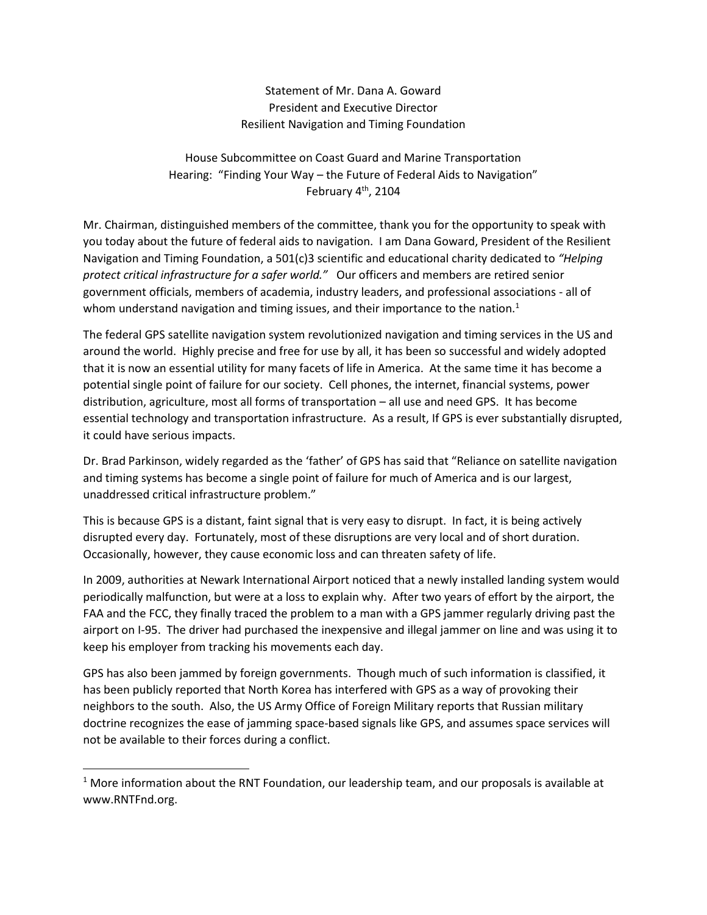Statement of Mr. Dana A. Goward
President and Executive Director
Resilient Navigation and Timing Foundation

House Subcommittee on Coast Guard and Marine Transportation
Hearing: "Finding Your Way – the Future of Federal Aids to Navigation"
February 4th, 2104

Mr. Chairman, distinguished members of the committee, thank you for the opportunity to speak with you today about the future of federal aids to navigation. I am Dana Goward, President of the Resilient Navigation and Timing Foundation, a 501(c)3 scientific and educational charity dedicated to *"Helping protect critical infrastructure for a safer world."* Our officers and members are retired senior government officials, members of academia, industry leaders, and professional associations - all of whom understand navigation and timing issues, and their importance to the nation.[1]

The federal GPS satellite navigation system revolutionized navigation and timing services in the US and around the world. Highly precise and free for use by all, it has been so successful and widely adopted that it is now an essential utility for many facets of life in America. At the same time it has become a potential single point of failure for our society. Cell phones, the internet, financial systems, power distribution, agriculture, most all forms of transportation – all use and need GPS. It has become essential technology and transportation infrastructure. As a result, If GPS is ever substantially disrupted, it could have serious impacts.

Dr. Brad Parkinson, widely regarded as the 'father' of GPS has said that "Reliance on satellite navigation and timing systems has become a single point of failure for much of America and is our largest, unaddressed critical infrastructure problem."

This is because GPS is a distant, faint signal that is very easy to disrupt. In fact, it is being actively disrupted every day. Fortunately, most of these disruptions are very local and of short duration. Occasionally, however, they cause economic loss and can threaten safety of life.

In 2009, authorities at Newark International Airport noticed that a newly installed landing system would periodically malfunction, but were at a loss to explain why. After two years of effort by the airport, the FAA and the FCC, they finally traced the problem to a man with a GPS jammer regularly driving past the airport on I-95. The driver had purchased the inexpensive and illegal jammer on line and was using it to keep his employer from tracking his movements each day.

GPS has also been jammed by foreign governments. Though much of such information is classified, it has been publicly reported that North Korea has interfered with GPS as a way of provoking their neighbors to the south. Also, the US Army Office of Foreign Military reports that Russian military doctrine recognizes the ease of jamming space-based signals like GPS, and assumes space services will not be available to their forces during a conflict.

---

[1] More information about the RNT Foundation, our leadership team, and our proposals is available at www.RNTFnd.org.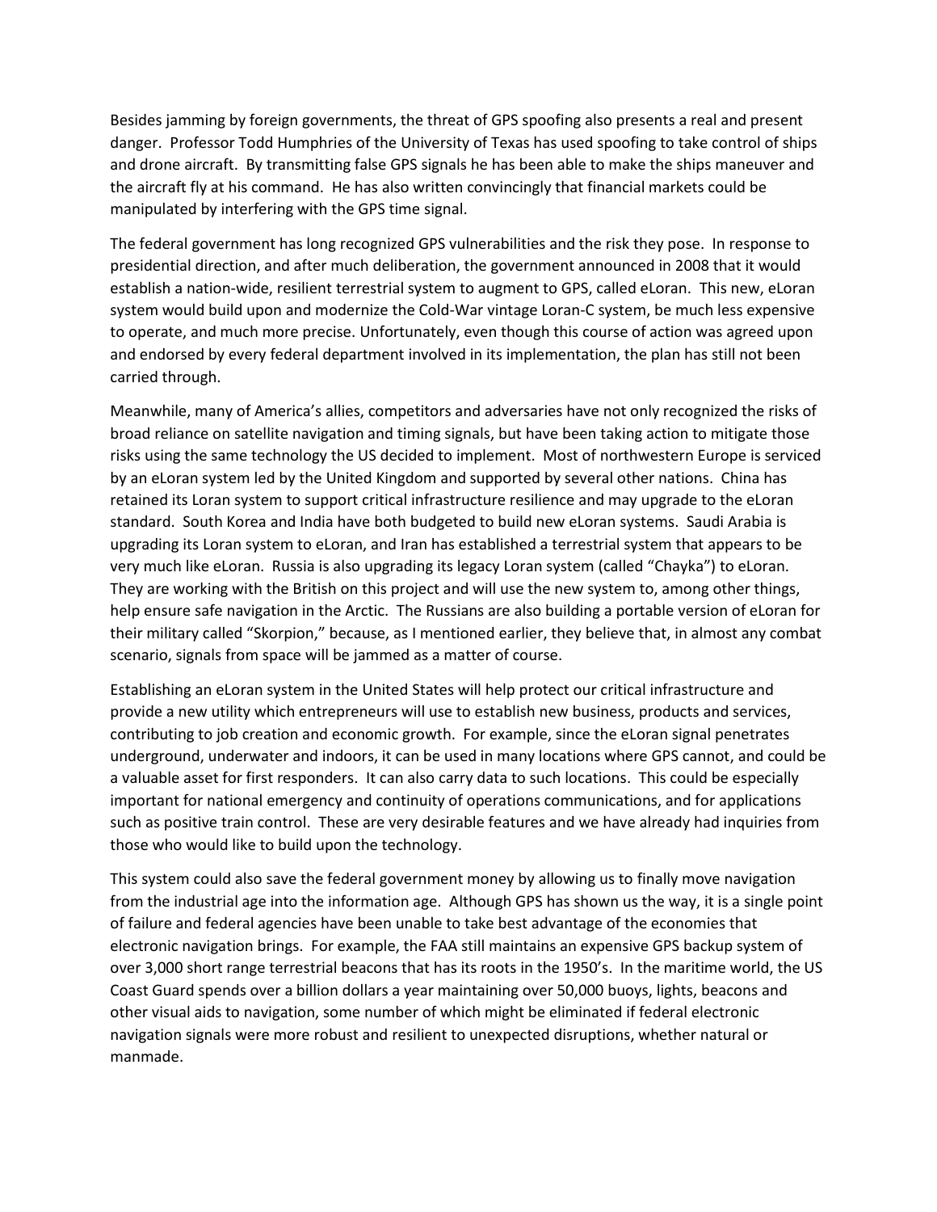Besides jamming by foreign governments, the threat of GPS spoofing also presents a real and present danger. Professor Todd Humphries of the University of Texas has used spoofing to take control of ships and drone aircraft. By transmitting false GPS signals he has been able to make the ships maneuver and the aircraft fly at his command. He has also written convincingly that financial markets could be manipulated by interfering with the GPS time signal.

The federal government has long recognized GPS vulnerabilities and the risk they pose. In response to presidential direction, and after much deliberation, the government announced in 2008 that it would establish a nation-wide, resilient terrestrial system to augment to GPS, called eLoran. This new, eLoran system would build upon and modernize the Cold-War vintage Loran-C system, be much less expensive to operate, and much more precise. Unfortunately, even though this course of action was agreed upon and endorsed by every federal department involved in its implementation, the plan has still not been carried through.

Meanwhile, many of America's allies, competitors and adversaries have not only recognized the risks of broad reliance on satellite navigation and timing signals, but have been taking action to mitigate those risks using the same technology the US decided to implement. Most of northwestern Europe is serviced by an eLoran system led by the United Kingdom and supported by several other nations. China has retained its Loran system to support critical infrastructure resilience and may upgrade to the eLoran standard. South Korea and India have both budgeted to build new eLoran systems. Saudi Arabia is upgrading its Loran system to eLoran, and Iran has established a terrestrial system that appears to be very much like eLoran. Russia is also upgrading its legacy Loran system (called "Chayka") to eLoran. They are working with the British on this project and will use the new system to, among other things, help ensure safe navigation in the Arctic. The Russians are also building a portable version of eLoran for their military called "Skorpion," because, as I mentioned earlier, they believe that, in almost any combat scenario, signals from space will be jammed as a matter of course.

Establishing an eLoran system in the United States will help protect our critical infrastructure and provide a new utility which entrepreneurs will use to establish new business, products and services, contributing to job creation and economic growth. For example, since the eLoran signal penetrates underground, underwater and indoors, it can be used in many locations where GPS cannot, and could be a valuable asset for first responders. It can also carry data to such locations. This could be especially important for national emergency and continuity of operations communications, and for applications such as positive train control. These are very desirable features and we have already had inquiries from those who would like to build upon the technology.

This system could also save the federal government money by allowing us to finally move navigation from the industrial age into the information age. Although GPS has shown us the way, it is a single point of failure and federal agencies have been unable to take best advantage of the economies that electronic navigation brings. For example, the FAA still maintains an expensive GPS backup system of over 3,000 short range terrestrial beacons that has its roots in the 1950's. In the maritime world, the US Coast Guard spends over a billion dollars a year maintaining over 50,000 buoys, lights, beacons and other visual aids to navigation, some number of which might be eliminated if federal electronic navigation signals were more robust and resilient to unexpected disruptions, whether natural or manmade.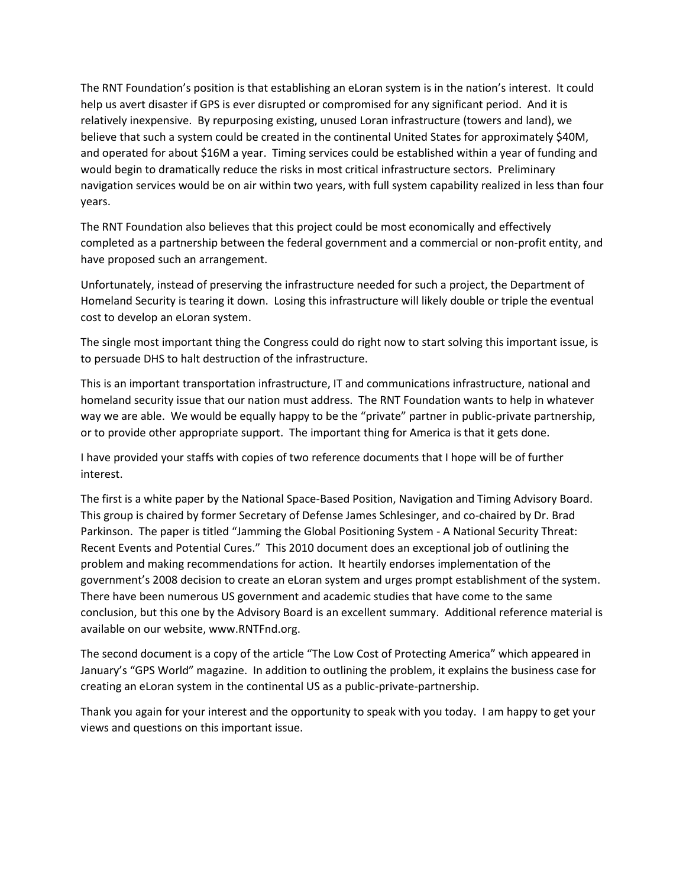The RNT Foundation's position is that establishing an eLoran system is in the nation's interest. It could help us avert disaster if GPS is ever disrupted or compromised for any significant period. And it is relatively inexpensive. By repurposing existing, unused Loran infrastructure (towers and land), we believe that such a system could be created in the continental United States for approximately $40M, and operated for about $16M a year. Timing services could be established within a year of funding and would begin to dramatically reduce the risks in most critical infrastructure sectors. Preliminary navigation services would be on air within two years, with full system capability realized in less than four years.

The RNT Foundation also believes that this project could be most economically and effectively completed as a partnership between the federal government and a commercial or non-profit entity, and have proposed such an arrangement.

Unfortunately, instead of preserving the infrastructure needed for such a project, the Department of Homeland Security is tearing it down. Losing this infrastructure will likely double or triple the eventual cost to develop an eLoran system.

The single most important thing the Congress could do right now to start solving this important issue, is to persuade DHS to halt destruction of the infrastructure.

This is an important transportation infrastructure, IT and communications infrastructure, national and homeland security issue that our nation must address. The RNT Foundation wants to help in whatever way we are able. We would be equally happy to be the "private" partner in public-private partnership, or to provide other appropriate support. The important thing for America is that it gets done.

I have provided your staffs with copies of two reference documents that I hope will be of further interest.

The first is a white paper by the National Space-Based Position, Navigation and Timing Advisory Board. This group is chaired by former Secretary of Defense James Schlesinger, and co-chaired by Dr. Brad Parkinson. The paper is titled "Jamming the Global Positioning System - A National Security Threat: Recent Events and Potential Cures." This 2010 document does an exceptional job of outlining the problem and making recommendations for action. It heartily endorses implementation of the government's 2008 decision to create an eLoran system and urges prompt establishment of the system. There have been numerous US government and academic studies that have come to the same conclusion, but this one by the Advisory Board is an excellent summary. Additional reference material is available on our website, www.RNTFnd.org.

The second document is a copy of the article "The Low Cost of Protecting America" which appeared in January's "GPS World" magazine. In addition to outlining the problem, it explains the business case for creating an eLoran system in the continental US as a public-private-partnership.

Thank you again for your interest and the opportunity to speak with you today. I am happy to get your views and questions on this important issue.